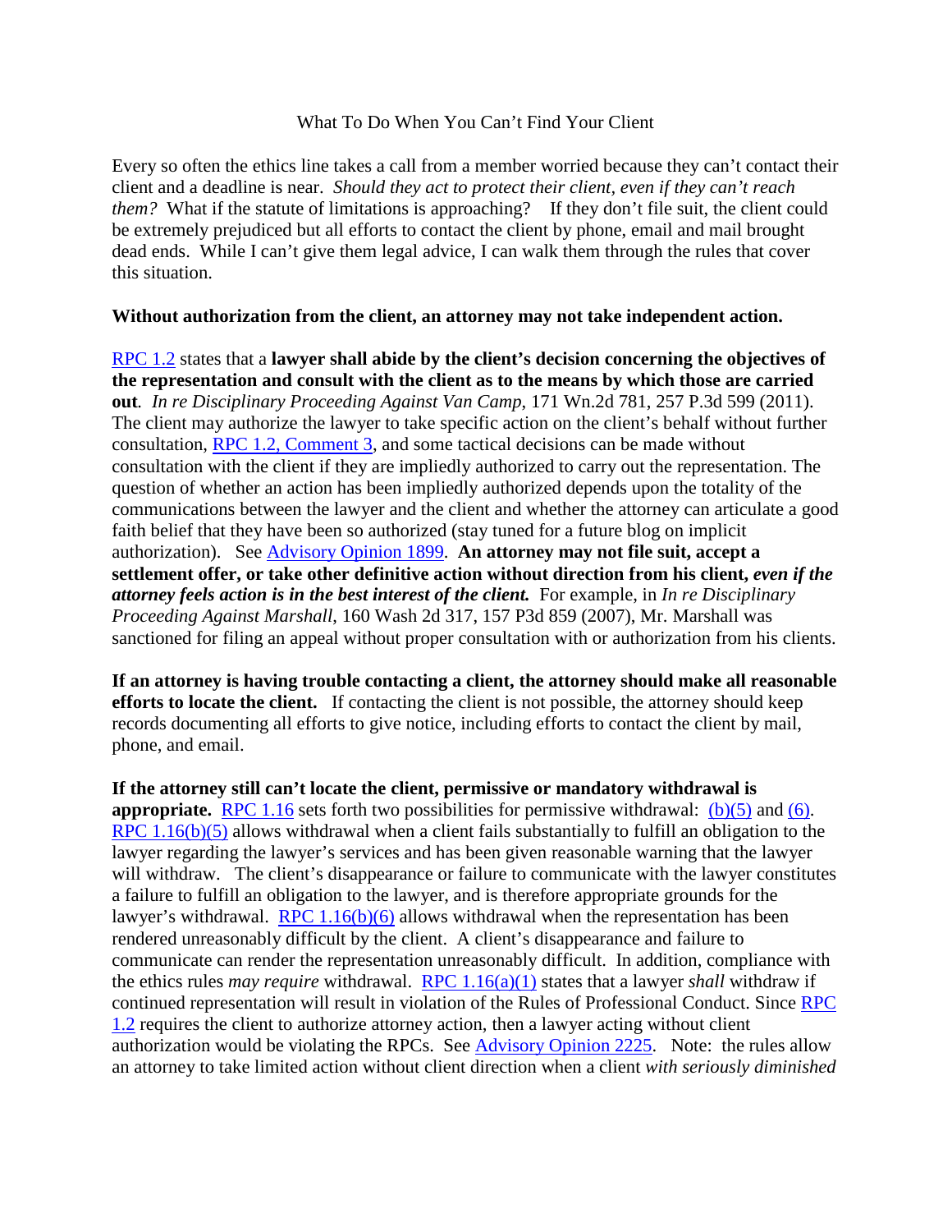# What To Do When You Can't Find Your Client

Every so often the ethics line takes a call from a member worried because they can't contact their client and a deadline is near. *Should they act to protect their client, even if they can't reach them?* What if the statute of limitations is approaching? If they don't file suit, the client could be extremely prejudiced but all efforts to contact the client by phone, email and mail brought dead ends. While I can't give them legal advice, I can walk them through the rules that cover this situation.

**Without authorization from the client, an attorney may not take independent action.**

RPC 1.2 states that a **lawyer shall abide by the client's decision concerning the objectives of the representation and consult with the client as to the means by which those are carried out**. *In re Disciplinary Proceeding Against Van Camp*, 171 Wn.2d 781, 257 P.3d 599 (2011). The client may authorize the lawyer to take specific action on the client's behalf without further consultation, RPC 1.2, Comment 3, and some tactical decisions can be made without consultation with the client if they are impliedly authorized to carry out the representation. The question of whether an action has been impliedly authorized depends upon the totality of the communications between the lawyer and the client and whether the attorney can articulate a good faith belief that they have been so authorized (stay tuned for a future blog on implicit authorization). See Advisory Opinion 1899. **An attorney may not file suit, accept a settlement offer, or take other definitive action without direction from his client, *even if the attorney feels action is in the best interest of the client.*** For example, in *In re Disciplinary Proceeding Against Marshall*, 160 Wash 2d 317, 157 P3d 859 (2007), Mr. Marshall was sanctioned for filing an appeal without proper consultation with or authorization from his clients.

**If an attorney is having trouble contacting a client, the attorney should make all reasonable efforts to locate the client.** If contacting the client is not possible, the attorney should keep records documenting all efforts to give notice, including efforts to contact the client by mail, phone, and email.

**If the attorney still can't locate the client, permissive or mandatory withdrawal is appropriate.** RPC 1.16 sets forth two possibilities for permissive withdrawal: (b)(5) and (6). RPC 1.16(b)(5) allows withdrawal when a client fails substantially to fulfill an obligation to the lawyer regarding the lawyer's services and has been given reasonable warning that the lawyer will withdraw. The client's disappearance or failure to communicate with the lawyer constitutes a failure to fulfill an obligation to the lawyer, and is therefore appropriate grounds for the lawyer's withdrawal. RPC 1.16(b)(6) allows withdrawal when the representation has been rendered unreasonably difficult by the client. A client's disappearance and failure to communicate can render the representation unreasonably difficult. In addition, compliance with the ethics rules *may require* withdrawal. RPC 1.16(a)(1) states that a lawyer *shall* withdraw if continued representation will result in violation of the Rules of Professional Conduct. Since RPC 1.2 requires the client to authorize attorney action, then a lawyer acting without client authorization would be violating the RPCs. See Advisory Opinion 2225. Note: the rules allow an attorney to take limited action without client direction when a client *with seriously diminished*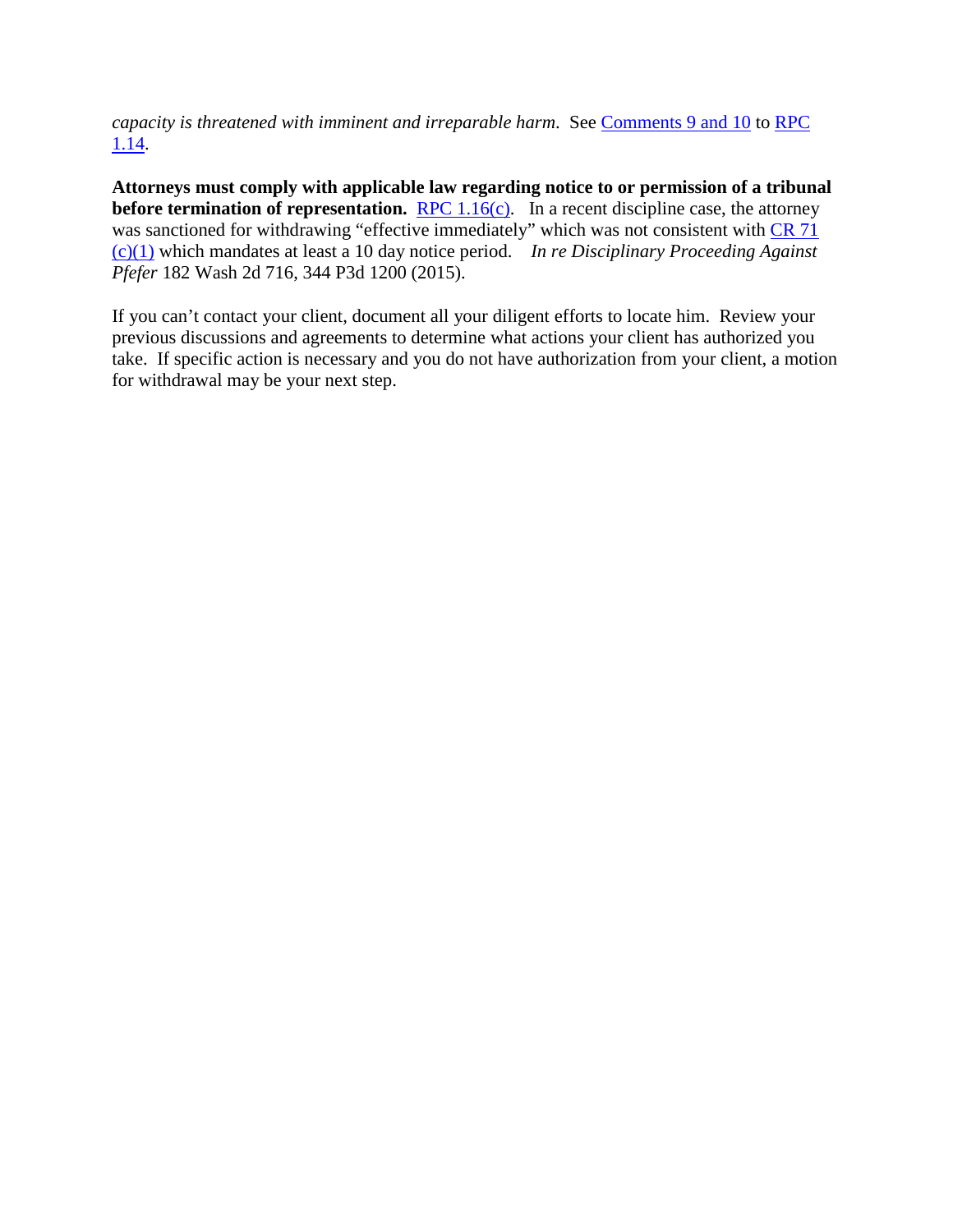*capacity is threatened with imminent and irreparable harm*. See Comments 9 and 10 to RPC 1.14.

**Attorneys must comply with applicable law regarding notice to or permission of a tribunal before termination of representation.** RPC 1.16(c). In a recent discipline case, the attorney was sanctioned for withdrawing "effective immediately" which was not consistent with CR 71 (c)(1) which mandates at least a 10 day notice period. *In re Disciplinary Proceeding Against Pfefer* 182 Wash 2d 716, 344 P3d 1200 (2015).

If you can't contact your client, document all your diligent efforts to locate him. Review your previous discussions and agreements to determine what actions your client has authorized you take. If specific action is necessary and you do not have authorization from your client, a motion for withdrawal may be your next step.